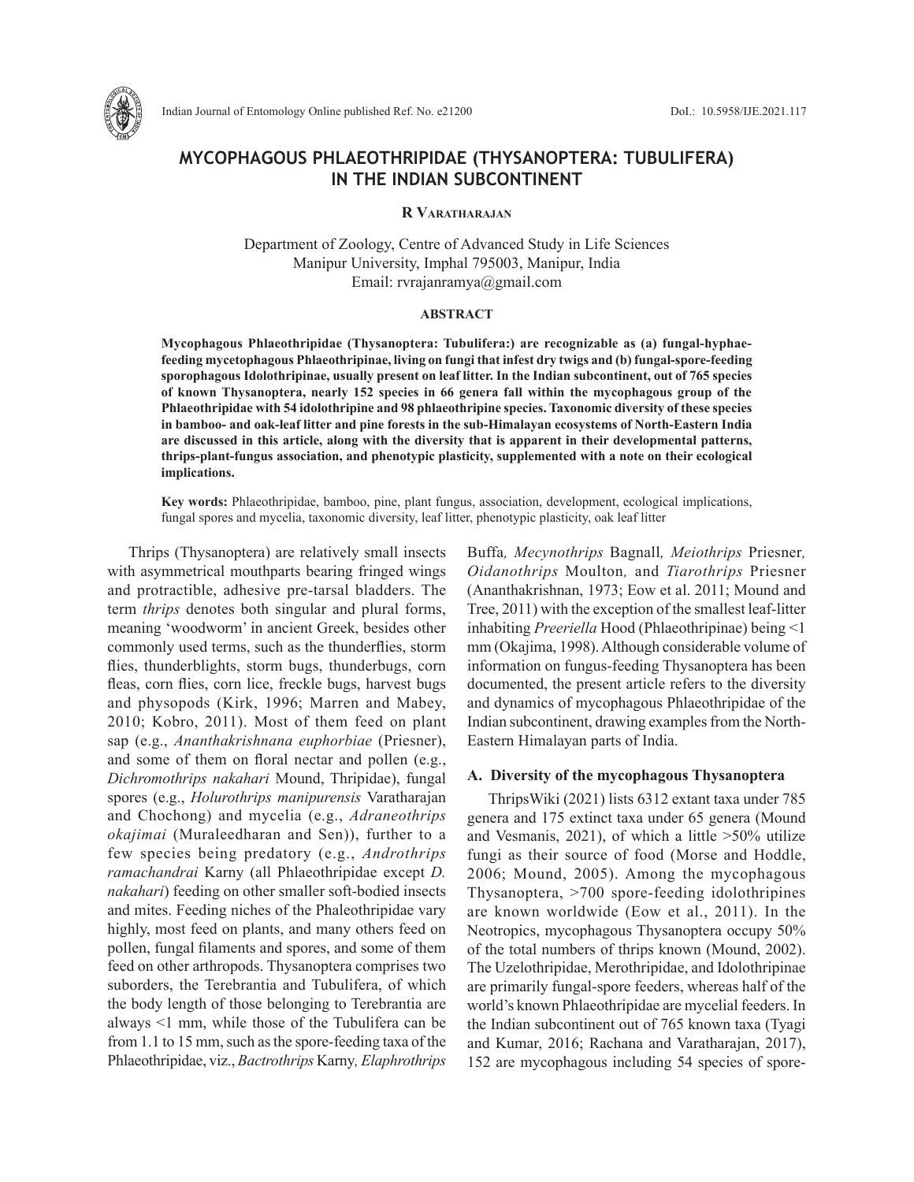# MYCOPHAGOUS PHLAEOTHRIPIDAE (THYSANOPTERA: TUBULIFERA) IN THE INDIAN SUBCONTINENT

**R Varatharajan**

Department of Zoology, Centre of Advanced Study in Life Sciences
Manipur University, Imphal 795003, Manipur, India
Email: rvrajanramya@gmail.com

## ABSTRACT

**Mycophagous Phlaeothripidae (Thysanoptera: Tubulifera:) are recognizable as (a) fungal-hyphae-feeding mycetophagous Phlaeothripinae, living on fungi that infest dry twigs and (b) fungal-spore-feeding sporophagous Idolothripinae, usually present on leaf litter. In the Indian subcontinent, out of 765 species of known Thysanoptera, nearly 152 species in 66 genera fall within the mycophagous group of the Phlaeothripidae with 54 idolothripine and 98 phlaeothripine species. Taxonomic diversity of these species in bamboo- and oak-leaf litter and pine forests in the sub-Himalayan ecosystems of North-Eastern India are discussed in this article, along with the diversity that is apparent in their developmental patterns, thrips-plant-fungus association, and phenotypic plasticity, supplemented with a note on their ecological implications.**

**Key words:** Phlaeothripidae, bamboo, pine, plant fungus, association, development, ecological implications, fungal spores and mycelia, taxonomic diversity, leaf litter, phenotypic plasticity, oak leaf litter

Thrips (Thysanoptera) are relatively small insects with asymmetrical mouthparts bearing fringed wings and protractible, adhesive pre-tarsal bladders. The term *thrips* denotes both singular and plural forms, meaning 'woodworm' in ancient Greek, besides other commonly used terms, such as the thunderflies, storm flies, thunderblights, storm bugs, thunderbugs, corn fleas, corn flies, corn lice, freckle bugs, harvest bugs and physopods (Kirk, 1996; Marren and Mabey, 2010; Kobro, 2011). Most of them feed on plant sap (e.g., *Ananthakrishnana euphorbiae* (Priesner), and some of them on floral nectar and pollen (e.g., *Dichromothrips nakahari* Mound, Thripidae), fungal spores (e.g., *Holurothrips manipurensis* Varatharajan and Chochong) and mycelia (e.g., *Adraneothrips okajimai* (Muraleedharan and Sen)), further to a few species being predatory (e.g., *Androthrips ramachandrai* Karny (all Phlaeothripidae except *D. nakahari*) feeding on other smaller soft-bodied insects and mites. Feeding niches of the Phlaeothripidae vary highly, most feed on plants, and many others feed on pollen, fungal filaments and spores, and some of them feed on other arthropods. Thysanoptera comprises two suborders, the Terebrantia and Tubulifera, of which the body length of those belonging to Terebrantia are always <1 mm, while those of the Tubulifera can be from 1.1 to 15 mm, such as the spore-feeding taxa of the Phlaeothripidae, viz., *Bactrothrips* Karny*, Elaphrothrips* Buffa*, Mecynothrips* Bagnall*, Meiothrips* Priesner*, Oidanothrips* Moulton*,* and *Tiarothrips* Priesner (Ananthakrishnan, 1973; Eow et al. 2011; Mound and Tree, 2011) with the exception of the smallest leaf-litter inhabiting *Preeriella* Hood (Phlaeothripinae) being <1 mm (Okajima, 1998). Although considerable volume of information on fungus-feeding Thysanoptera has been documented, the present article refers to the diversity and dynamics of mycophagous Phlaeothripidae of the Indian subcontinent, drawing examples from the North-Eastern Himalayan parts of India.

### A. Diversity of the mycophagous Thysanoptera

ThripsWiki (2021) lists 6312 extant taxa under 785 genera and 175 extinct taxa under 65 genera (Mound and Vesmanis, 2021), of which a little >50% utilize fungi as their source of food (Morse and Hoddle, 2006; Mound, 2005). Among the mycophagous Thysanoptera, >700 spore-feeding idolothripines are known worldwide (Eow et al., 2011). In the Neotropics, mycophagous Thysanoptera occupy 50% of the total numbers of thrips known (Mound, 2002). The Uzelothripidae, Merothripidae, and Idolothripinae are primarily fungal-spore feeders, whereas half of the world's known Phlaeothripidae are mycelial feeders. In the Indian subcontinent out of 765 known taxa (Tyagi and Kumar, 2016; Rachana and Varatharajan, 2017), 152 are mycophagous including 54 species of spore-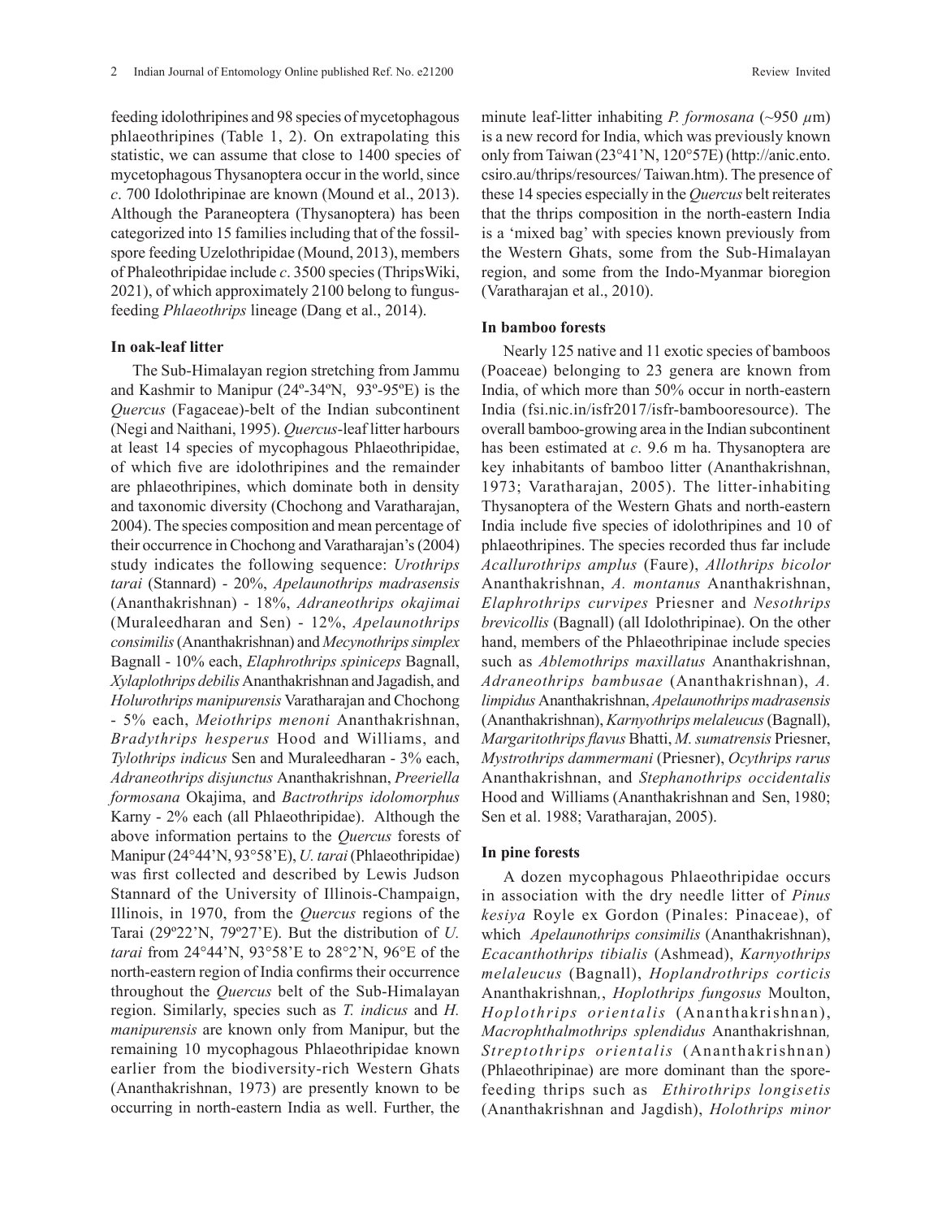feeding idolothripines and 98 species of mycetophagous phlaeothripines (Table 1, 2). On extrapolating this statistic, we can assume that close to 1400 species of mycetophagous Thysanoptera occur in the world, since *c*. 700 Idolothripinae are known (Mound et al., 2013). Although the Paraneoptera (Thysanoptera) has been categorized into 15 families including that of the fossil-spore feeding Uzelothripidae (Mound, 2013), members of Phaleothripidae include *c*. 3500 species (ThripsWiki, 2021), of which approximately 2100 belong to fungus-feeding *Phlaeothrips* lineage (Dang et al., 2014).

### In oak-leaf litter

The Sub-Himalayan region stretching from Jammu and Kashmir to Manipur (24º-34ºN, 93º-95ºE) is the *Quercus* (Fagaceae)-belt of the Indian subcontinent (Negi and Naithani, 1995). *Quercus*-leaf litter harbours at least 14 species of mycophagous Phlaeothripidae, of which five are idolothripines and the remainder are phlaeothripines, which dominate both in density and taxonomic diversity (Chochong and Varatharajan, 2004). The species composition and mean percentage of their occurrence in Chochong and Varatharajan's (2004) study indicates the following sequence: *Urothrips tarai* (Stannard) - 20%, *Apelaunothrips madrasensis* (Ananthakrishnan) - 18%, *Adraneothrips okajimai* (Muraleedharan and Sen) - 12%, *Apelaunothrips consimilis* (Ananthakrishnan) and *Mecynothrips simplex* Bagnall - 10% each, *Elaphrothrips spiniceps* Bagnall, *Xylaplothrips debilis* Ananthakrishnan and Jagadish, and *Holurothrips manipurensis* Varatharajan and Chochong - 5% each, *Meiothrips menoni* Ananthakrishnan, *Bradythrips hesperus* Hood and Williams, and *Tylothrips indicus* Sen and Muraleedharan - 3% each, *Adraneothrips disjunctus* Ananthakrishnan, *Preeriella formosana* Okajima, and *Bactrothrips idolomorphus* Karny - 2% each (all Phlaeothripidae). Although the above information pertains to the *Quercus* forests of Manipur (24°44'N, 93°58'E), *U. tarai* (Phlaeothripidae) was first collected and described by Lewis Judson Stannard of the University of Illinois-Champaign, Illinois, in 1970, from the *Quercus* regions of the Tarai (29º22'N, 79º27'E). But the distribution of *U. tarai* from 24°44'N, 93°58'E to 28°2'N, 96°E of the north-eastern region of India confirms their occurrence throughout the *Quercus* belt of the Sub-Himalayan region. Similarly, species such as *T. indicus* and *H. manipurensis* are known only from Manipur, but the remaining 10 mycophagous Phlaeothripidae known earlier from the biodiversity-rich Western Ghats (Ananthakrishnan, 1973) are presently known to be occurring in north-eastern India as well. Further, the minute leaf-litter inhabiting *P. formosana* (~950 $\mu$m) is a new record for India, which was previously known only from Taiwan (23°41'N, 120°57E) (http://anic.ento.csiro.au/thrips/resources/ Taiwan.htm). The presence of these 14 species especially in the *Quercus* belt reiterates that the thrips composition in the north-eastern India is a 'mixed bag' with species known previously from the Western Ghats, some from the Sub-Himalayan region, and some from the Indo-Myanmar bioregion (Varatharajan et al., 2010).

### In bamboo forests

Nearly 125 native and 11 exotic species of bamboos (Poaceae) belonging to 23 genera are known from India, of which more than 50% occur in north-eastern India (fsi.nic.in/isfr2017/isfr-bambooresource). The overall bamboo-growing area in the Indian subcontinent has been estimated at *c*. 9.6 m ha. Thysanoptera are key inhabitants of bamboo litter (Ananthakrishnan, 1973; Varatharajan, 2005). The litter-inhabiting Thysanoptera of the Western Ghats and north-eastern India include five species of idolothripines and 10 of phlaeothripines. The species recorded thus far include *Acallurothrips amplus* (Faure), *Allothrips bicolor* Ananthakrishnan, *A. montanus* Ananthakrishnan, *Elaphrothrips curvipes* Priesner and *Nesothrips brevicollis* (Bagnall) (all Idolothripinae). On the other hand, members of the Phlaeothripinae include species such as *Ablemothrips maxillatus* Ananthakrishnan, *Adraneothrips bambusae* (Ananthakrishnan), *A. limpidus* Ananthakrishnan, *Apelaunothrips madrasensis* (Ananthakrishnan), *Karnyothrips melaleucus* (Bagnall), *Margaritothrips flavus* Bhatti, *M. sumatrensis* Priesner, *Mystrothrips dammermani* (Priesner), *Ocythrips rarus* Ananthakrishnan, and *Stephanothrips occidentalis* Hood and Williams (Ananthakrishnan and Sen, 1980; Sen et al. 1988; Varatharajan, 2005).

### In pine forests

A dozen mycophagous Phlaeothripidae occurs in association with the dry needle litter of *Pinus kesiya* Royle ex Gordon (Pinales: Pinaceae), of which *Apelaunothrips consimilis* (Ananthakrishnan), *Ecacanthothrips tibialis* (Ashmead), *Karnyothrips melaleucus* (Bagnall), *Hoplandrothrips corticis* Ananthakrishnan,, *Hoplothrips fungosus* Moulton, *Hoplothrips orientalis* (Ananthakrishnan), *Macrophthalmothrips splendidus* Ananthakrishnan, *Streptothrips orientalis* (Ananthakrishnan) (Phlaeothripinae) are more dominant than the spore-feeding thrips such as *Ethirothrips longisetis* (Ananthakrishnan and Jagdish), *Holothrips minor*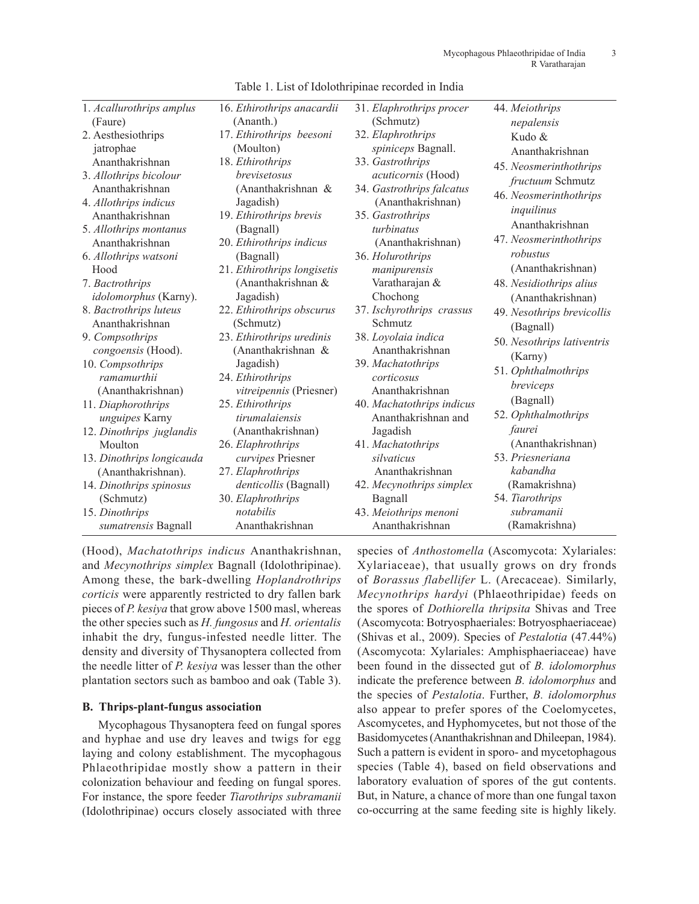Table 1. List of Idolothripinae recorded in India

| | | | |
|---|---|---|---|
| 1. *Acallurothrips amplus* (Faure) | 16. *Ethirothrips anacardii* (Ananth.) | 31. *Elaphrothrips procer* (Schmutz) | 44. *Meiothrips nepalensis* Kudo & Ananthakrishnan |
| 2. Aesthesiothrips jatrophae Ananthakrishnan | 17. *Ethirothrips beesoni* (Moulton) | 32. *Elaphrothrips spiniceps* Bagnall. | 45. *Neosmerinthothrips fructuum* Schmutz |
| 3. *Allothrips bicolour* Ananthakrishnan | 18. *Ethirothrips brevisetosus* (Ananthakrishnan & Jagadish) | 33. *Gastrothrips acuticornis* (Hood) | 46. *Neosmerinthothrips inquilinus* Ananthakrishnan |
| 4. *Allothrips indicus* Ananthakrishnan | 19. *Ethirothrips brevis* (Bagnall) | 34. *Gastrothrips falcatus* (Ananthakrishnan) | 47. *Neosmerinthothrips robustus* (Ananthakrishnan) |
| 5. *Allothrips montanus* Ananthakrishnan | 20. *Ethirothrips indicus* (Bagnall) | 35. *Gastrothrips turbinatus* (Ananthakrishnan) | 48. *Nesidiothrips alius* (Ananthakrishnan) |
| 6. *Allothrips watsoni* Hood | 21. *Ethirothrips longisetis* (Ananthakrishnan & Jagadish) | 36. *Holurothrips manipurensis* Varatharajan & Chochong | 49. *Nesothrips brevicollis* (Bagnall) |
| 7. *Bactrothrips idolomorphus* (Karny). | 22. *Ethirothrips obscurus* (Schmutz) | 37. *Ischyrothrips crassus* Schmutz | 50. *Nesothrips lativentris* (Karny) |
| 8. *Bactrothrips luteus* Ananthakrishnan | 23. *Ethirothrips uredinis* (Ananthakrishnan & Jagadish) | 38. *Loyolaia indica* Ananthakrishnan | 51. *Ophthalmothrips breviceps* (Bagnall) |
| 9. *Compsothrips congoensis* (Hood). | 24. *Ethirothrips vitreipennis* (Priesner) | 39. *Machatothrips corticosus* Ananthakrishnan | 52. *Ophthalmothrips faurei* (Ananthakrishnan) |
| 10. *Compsothrips ramamurthii* (Ananthakrishnan) | 25. *Ethirothrips tirumalaiensis* (Ananthakrishnan) | 40. *Machatothrips indicus* Ananthakrishnan and Jagadish | 53. *Priesneriana kabandha* (Ramakrishna) |
| 11. *Diaphorothrips unguipes* Karny | 26. *Elaphrothrips curvipes* Priesner | 41. *Machatothrips silvaticus* Ananthakrishnan | 54. *Tiarothrips subramanii* (Ramakrishna) |
| 12. *Dinothrips juglandis* Moulton | 27. *Elaphrothrips denticollis* (Bagnall) | 42. *Mecynothrips simplex* Bagnall | |
| 13. *Dinothrips longicauda* (Ananthakrishnan). | 30. *Elaphrothrips notabilis* Ananthakrishnan | 43. *Meiothrips menoni* Ananthakrishnan | |
| 14. *Dinothrips spinosus* (Schmutz) | | | |
| 15. *Dinothrips sumatrensis* Bagnall | | | |

(Hood), *Machatothrips indicus* Ananthakrishnan, and *Mecynothrips simplex* Bagnall (Idolothripinae). Among these, the bark-dwelling *Hoplandrothrips corticis* were apparently restricted to dry fallen bark pieces of *P. kesiya* that grow above 1500 masl, whereas the other species such as *H. fungosus* and *H. orientalis* inhabit the dry, fungus-infested needle litter. The density and diversity of Thysanoptera collected from the needle litter of *P. kesiya* was lesser than the other plantation sectors such as bamboo and oak (Table 3).

### B. Thrips-plant-fungus association

Mycophagous Thysanoptera feed on fungal spores and hyphae and use dry leaves and twigs for egg laying and colony establishment. The mycophagous Phlaeothripidae mostly show a pattern in their colonization behaviour and feeding on fungal spores. For instance, the spore feeder *Tiarothrips subramanii* (Idolothripinae) occurs closely associated with three species of *Anthostomella* (Ascomycota: Xylariales: Xylariaceae), that usually grows on dry fronds of *Borassus flabellifer* L. (Arecaceae). Similarly, *Mecynothrips hardyi* (Phlaeothripidae) feeds on the spores of *Dothiorella thripsita* Shivas and Tree (Ascomycota: Botryosphaeriales: Botryosphaeriaceae) (Shivas et al., 2009). Species of *Pestalotia* (47.44%) (Ascomycota: Xylariales: Amphisphaeriaceae) have been found in the dissected gut of *B. idolomorphus* indicate the preference between *B. idolomorphus* and the species of *Pestalotia*. Further, *B. idolomorphus* also appear to prefer spores of the Coelomycetes, Ascomycetes, and Hyphomycetes, but not those of the Basidomycetes (Ananthakrishnan and Dhileepan, 1984). Such a pattern is evident in sporo- and mycetophagous species (Table 4), based on field observations and laboratory evaluation of spores of the gut contents. But, in Nature, a chance of more than one fungal taxon co-occurring at the same feeding site is highly likely.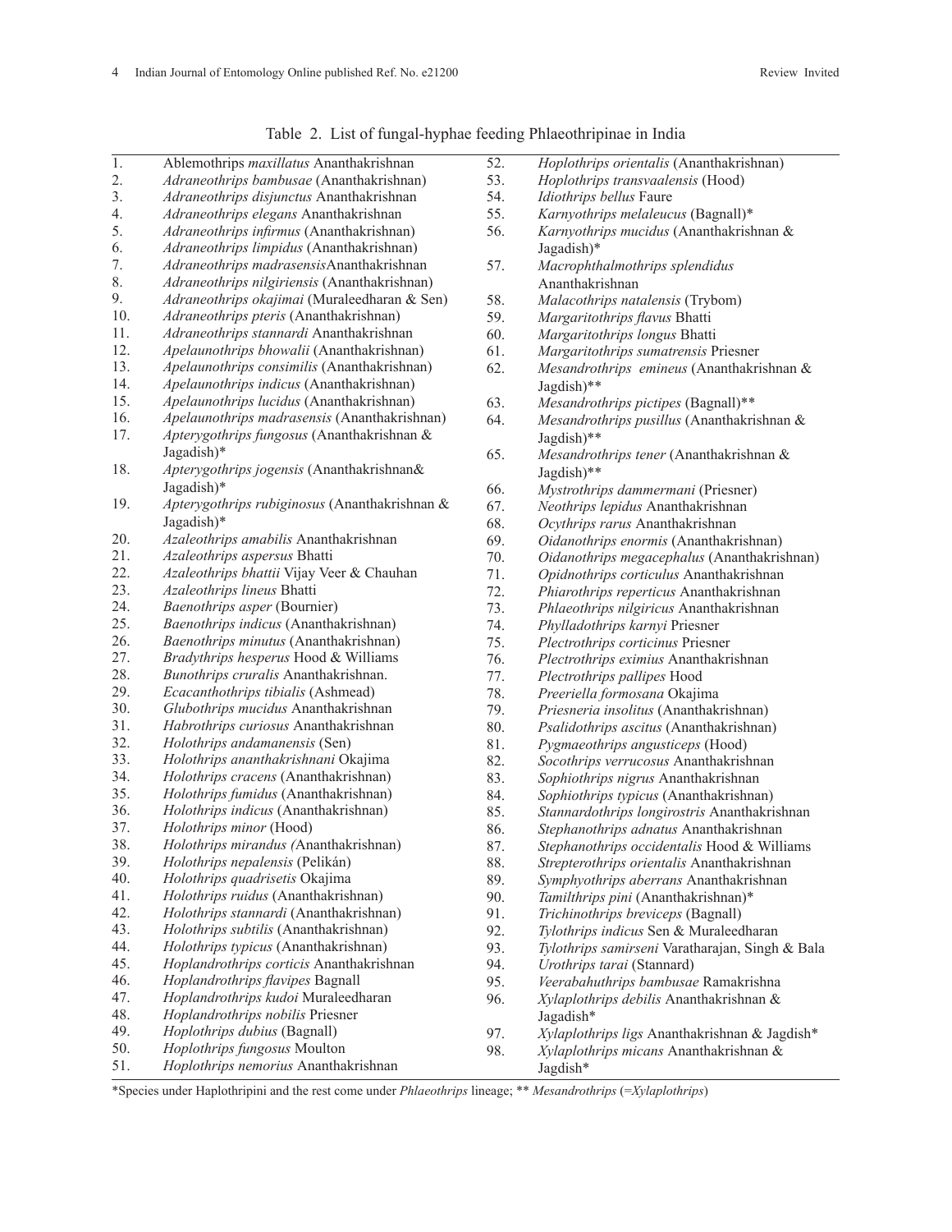Table 2. List of fungal-hyphae feeding Phlaeothripinae in India

| | |
|---|---|
| 1. | Ablemothrips *maxillatus* Ananthakrishnan |
| 2. | *Adraneothrips bambusae* (Ananthakrishnan) |
| 3. | *Adraneothrips disjunctus* Ananthakrishnan |
| 4. | *Adraneothrips elegans* Ananthakrishnan |
| 5. | *Adraneothrips infirmus* (Ananthakrishnan) |
| 6. | *Adraneothrips limpidus* (Ananthakrishnan) |
| 7. | *Adraneothrips madrasensis*Ananthakrishnan |
| 8. | *Adraneothrips nilgiriensis* (Ananthakrishnan) |
| 9. | *Adraneothrips okajimai* (Muraleedharan & Sen) |
| 10. | *Adraneothrips pteris* (Ananthakrishnan) |
| 11. | *Adraneothrips stannardi* Ananthakrishnan |
| 12. | *Apelaunothrips bhowalii* (Ananthakrishnan) |
| 13. | *Apelaunothrips consimilis* (Ananthakrishnan) |
| 14. | *Apelaunothrips indicus* (Ananthakrishnan) |
| 15. | *Apelaunothrips lucidus* (Ananthakrishnan) |
| 16. | *Apelaunothrips madrasensis* (Ananthakrishnan) |
| 17. | *Apterygothrips fungosus* (Ananthakrishnan & Jagadish)* |
| 18. | *Apterygothrips jogensis* (Ananthakrishnan& Jagadish)* |
| 19. | *Apterygothrips rubiginosus* (Ananthakrishnan & Jagadish)* |
| 20. | *Azaleothrips amabilis* Ananthakrishnan |
| 21. | *Azaleothrips aspersus* Bhatti |
| 22. | *Azaleothrips bhattii* Vijay Veer & Chauhan |
| 23. | *Azaleothrips lineus* Bhatti |
| 24. | *Baenothrips asper* (Bournier) |
| 25. | *Baenothrips indicus* (Ananthakrishnan) |
| 26. | *Baenothrips minutus* (Ananthakrishnan) |
| 27. | *Bradythrips hesperus* Hood & Williams |
| 28. | *Bunothrips cruralis* Ananthakrishnan. |
| 29. | *Ecacanthothrips tibialis* (Ashmead) |
| 30. | *Glubothrips mucidus* Ananthakrishnan |
| 31. | *Habrothrips curiosus* Ananthakrishnan |
| 32. | *Holothrips andamanensis* (Sen) |
| 33. | *Holothrips ananthakrishnani* Okajima |
| 34. | *Holothrips cracens* (Ananthakrishnan) |
| 35. | *Holothrips fumidus* (Ananthakrishnan) |
| 36. | *Holothrips indicus* (Ananthakrishnan) |
| 37. | *Holothrips minor* (Hood) |
| 38. | *Holothrips mirandus (*Ananthakrishnan) |
| 39. | *Holothrips nepalensis* (Pelikán) |
| 40. | *Holothrips quadrisetis* Okajima |
| 41. | *Holothrips ruidus* (Ananthakrishnan) |
| 42. | *Holothrips stannardi* (Ananthakrishnan) |
| 43. | *Holothrips subtilis* (Ananthakrishnan) |
| 44. | *Holothrips typicus* (Ananthakrishnan) |
| 45. | *Hoplandrothrips corticis* Ananthakrishnan |
| 46. | *Hoplandrothrips flavipes* Bagnall |
| 47. | *Hoplandrothrips kudoi* Muraleedharan |
| 48. | *Hoplandrothrips nobilis* Priesner |
| 49. | *Hoplothrips dubius* (Bagnall) |
| 50. | *Hoplothrips fungosus* Moulton |
| 51. | *Hoplothrips nemorius* Ananthakrishnan |
| 52. | *Hoplothrips orientalis* (Ananthakrishnan) |
| 53. | *Hoplothrips transvaalensis* (Hood) |
| 54. | *Idiothrips bellus* Faure |
| 55. | *Karnyothrips melaleucus* (Bagnall)* |
| 56. | *Karnyothrips mucidus* (Ananthakrishnan & Jagadish)* |
| 57. | *Macrophthalmothrips splendidus* Ananthakrishnan |
| 58. | *Malacothrips natalensis* (Trybom) |
| 59. | *Margaritothrips flavus* Bhatti |
| 60. | *Margaritothrips longus* Bhatti |
| 61. | *Margaritothrips sumatrensis* Priesner |
| 62. | *Mesandrothrips emineus* (Ananthakrishnan & Jagdish)** |
| 63. | *Mesandrothrips pictipes* (Bagnall)** |
| 64. | *Mesandrothrips pusillus* (Ananthakrishnan & Jagdish)** |
| 65. | *Mesandrothrips tener* (Ananthakrishnan & Jagdish)** |
| 66. | *Mystrothrips dammermani* (Priesner) |
| 67. | *Neothrips lepidus* Ananthakrishnan |
| 68. | *Ocythrips rarus* Ananthakrishnan |
| 69. | *Oidanothrips enormis* (Ananthakrishnan) |
| 70. | *Oidanothrips megacephalus* (Ananthakrishnan) |
| 71. | *Opidnothrips corticulus* Ananthakrishnan |
| 72. | *Phiarothrips reperticus* Ananthakrishnan |
| 73. | *Phlaeothrips nilgiricus* Ananthakrishnan |
| 74. | *Phylladothrips karnyi* Priesner |
| 75. | *Plectrothrips corticinus* Priesner |
| 76. | *Plectrothrips eximius* Ananthakrishnan |
| 77. | *Plectrothrips pallipes* Hood |
| 78. | *Preeriella formosana* Okajima |
| 79. | *Priesneria insolitus* (Ananthakrishnan) |
| 80. | *Psalidothrips ascitus* (Ananthakrishnan) |
| 81. | *Pygmaeothrips angusticeps* (Hood) |
| 82. | *Socothrips verrucosus* Ananthakrishnan |
| 83. | *Sophiothrips nigrus* Ananthakrishnan |
| 84. | *Sophiothrips typicus* (Ananthakrishnan) |
| 85. | *Stannardothrips longirostris* Ananthakrishnan |
| 86. | *Stephanothrips adnatus* Ananthakrishnan |
| 87. | *Stephanothrips occidentalis* Hood & Williams |
| 88. | *Strepterothrips orientalis* Ananthakrishnan |
| 89. | *Symphyothrips aberrans* Ananthakrishnan |
| 90. | *Tamilthrips pini* (Ananthakrishnan)* |
| 91. | *Trichinothrips breviceps* (Bagnall) |
| 92. | *Tylothrips indicus* Sen & Muraleedharan |
| 93. | *Tylothrips samirseni* Varatharajan, Singh & Bala |
| 94. | *Urothrips tarai* (Stannard) |
| 95. | *Veerabahuthrips bambusae* Ramakrishna |
| 96. | *Xylaplothrips debilis* Ananthakrishnan & Jagadish* |
| 97. | *Xylaplothrips ligs* Ananthakrishnan & Jagdish* |
| 98. | *Xylaplothrips micans* Ananthakrishnan & Jagdish* |

*Species under Haplothripini and the rest come under *Phlaeothrips* lineage; ** *Mesandrothrips* (=*Xylaplothrips*)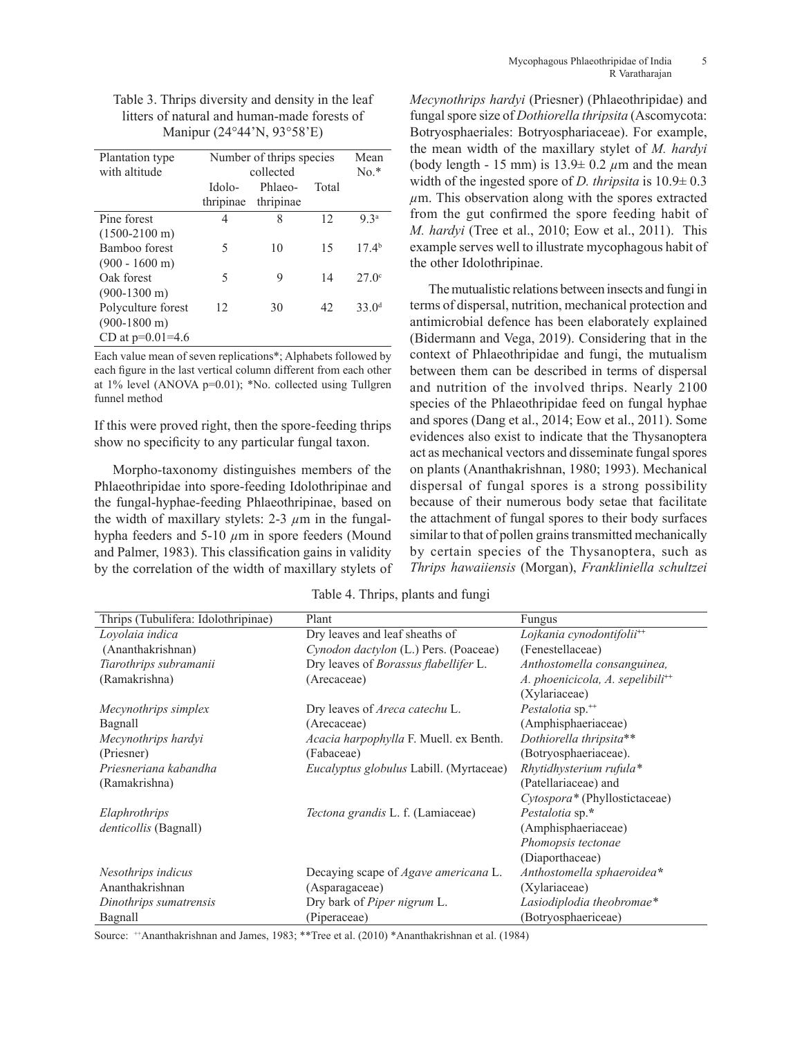Table 3. Thrips diversity and density in the leaf litters of natural and human-made forests of Manipur (24°44'N, 93°58'E)

| Plantation type with altitude | Number of thrips species collected | | | Mean No.* |
|---|---|---|---|---|
| | Idolo-thripinae | Phlaeo-thripinae | Total | |
| Pine forest (1500-2100 m) | 4 | 8 | 12 | 9.3[a] |
| Bamboo forest (900 - 1600 m) | 5 | 10 | 15 | 17.4[b] |
| Oak forest (900-1300 m) | 5 | 9 | 14 | 27.0[c] |
| Polyculture forest (900-1800 m) CD at p=0.01=4.6 | 12 | 30 | 42 | 33.0[d] |

Each value mean of seven replications*; Alphabets followed by each figure in the last vertical column different from each other at 1% level (ANOVA p=0.01); *No. collected using Tullgren funnel method

If this were proved right, then the spore-feeding thrips show no specificity to any particular fungal taxon.

Morpho-taxonomy distinguishes members of the Phlaeothripidae into spore-feeding Idolothripinae and the fungal-hyphae-feeding Phlaeothripinae, based on the width of maxillary stylets: 2-3 $\mu$m in the fungal-hypha feeders and 5-10 $\mu$m in spore feeders (Mound and Palmer, 1983). This classification gains in validity by the correlation of the width of maxillary stylets of *Mecynothrips hardyi* (Priesner) (Phlaeothripidae) and fungal spore size of *Dothiorella thripsita* (Ascomycota: Botryosphaeriales: Botryosphariaceae). For example, the mean width of the maxillary stylet of *M. hardyi* (body length - 15 mm) is 13.9± 0.2 $\mu$m and the mean width of the ingested spore of *D. thripsita* is 10.9± 0.3 $\mu$m. This observation along with the spores extracted from the gut confirmed the spore feeding habit of *M. hardyi* (Tree et al., 2010; Eow et al., 2011). This example serves well to illustrate mycophagous habit of the other Idolothripinae.

The mutualistic relations between insects and fungi in terms of dispersal, nutrition, mechanical protection and antimicrobial defence has been elaborately explained (Bidermann and Vega, 2019). Considering that in the context of Phlaeothripidae and fungi, the mutualism between them can be described in terms of dispersal and nutrition of the involved thrips. Nearly 2100 species of the Phlaeothripidae feed on fungal hyphae and spores (Dang et al., 2014; Eow et al., 2011). Some evidences also exist to indicate that the Thysanoptera act as mechanical vectors and disseminate fungal spores on plants (Ananthakrishnan, 1980; 1993). Mechanical dispersal of fungal spores is a strong possibility because of their numerous body setae that facilitate the attachment of fungal spores to their body surfaces similar to that of pollen grains transmitted mechanically by certain species of the Thysanoptera, such as *Thrips hawaiiensis* (Morgan), *Frankliniella schultzei*

Table 4. Thrips, plants and fungi

| Thrips (Tubulifera: Idolothripinae) | Plant | Fungus |
|---|---|---|
| *Loyolaia indica* (Ananthakrishnan) | Dry leaves and leaf sheaths of *Cynodon dactylon* (L.) Pers. (Poaceae) | *Lojkania cynodontifolii*[++] (Fenestellaceae) |
| *Tiarothrips subramanii* (Ramakrishna) | Dry leaves of *Borassus flabellifer* L. (Arecaceae) | *Anthostomella consanguinea, A. phoenicicola, A. sepelibili*[++] (Xylariaceae) |
| *Mecynothrips simplex* Bagnall | Dry leaves of *Areca catechu* L. (Arecaceae) | *Pestalotia* sp.[++] (Amphisphaeriaceae) |
| *Mecynothrips hardyi* (Priesner) | *Acacia harpophylla* F. Muell. ex Benth. (Fabaceae) | *Dothiorella thripsita*** (Botryosphaeriaceae). |
| *Priesneriana kabandha* (Ramakrishna) | *Eucalyptus globulus* Labill. (Myrtaceae) | *Rhytidhysterium rufula** (Patellariaceae) and *Cytospora** (Phyllostictaceae) |
| *Elaphrothrips denticollis* (Bagnall) | *Tectona grandis* L. f. (Lamiaceae) | *Pestalotia* sp.* (Amphisphaeriaceae) *Phomopsis tectonae* (Diaporthaceae) |
| *Nesothrips indicus* Ananthakrishnan | Decaying scape of *Agave americana* L. (Asparagaceae) | *Anthostomella sphaeroidea** (Xylariaceae) |
| *Dinothrips sumatrensis* Bagnall | Dry bark of *Piper nigrum* L. (Piperaceae) | *Lasiodiplodia theobromae** (Botryosphaericeae) |

Source: [++]Ananthakrishnan and James, 1983; **Tree et al. (2010) *Ananthakrishnan et al. (1984)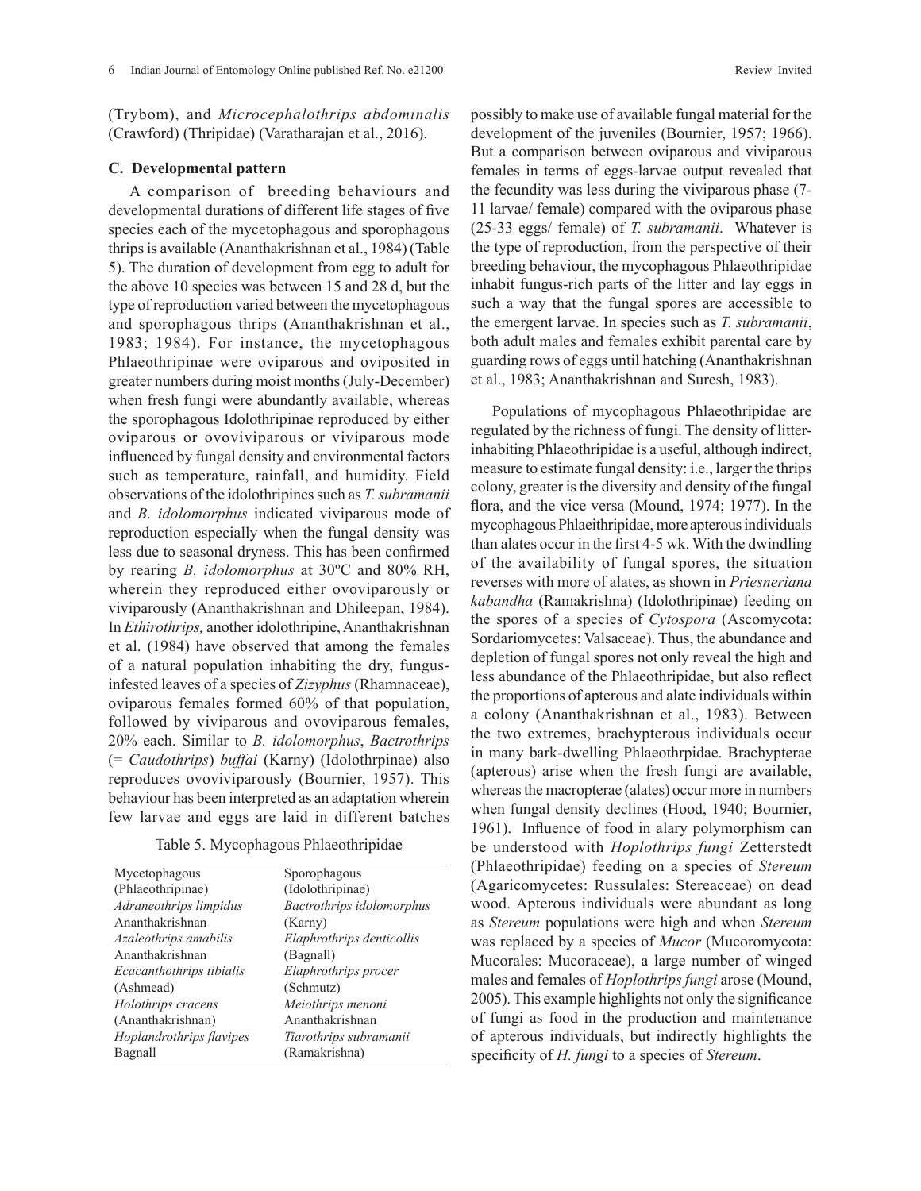(Trybom), and *Microcephalothrips abdominalis* (Crawford) (Thripidae) (Varatharajan et al., 2016).

### C. Developmental pattern

A comparison of breeding behaviours and developmental durations of different life stages of five species each of the mycetophagous and sporophagous thrips is available (Ananthakrishnan et al., 1984) (Table 5). The duration of development from egg to adult for the above 10 species was between 15 and 28 d, but the type of reproduction varied between the mycetophagous and sporophagous thrips (Ananthakrishnan et al., 1983; 1984). For instance, the mycetophagous Phlaeothripinae were oviparous and oviposited in greater numbers during moist months (July-December) when fresh fungi were abundantly available, whereas the sporophagous Idolothripinae reproduced by either oviparous or ovoviviparous or viviparous mode influenced by fungal density and environmental factors such as temperature, rainfall, and humidity. Field observations of the idolothripines such as *T. subramanii* and *B. idolomorphus* indicated viviparous mode of reproduction especially when the fungal density was less due to seasonal dryness. This has been confirmed by rearing *B. idolomorphus* at 30ºC and 80% RH, wherein they reproduced either ovoviviparously or viviparously (Ananthakrishnan and Dhileepan, 1984). In *Ethirothrips,* another idolothripine, Ananthakrishnan et al. (1984) have observed that among the females of a natural population inhabiting the dry, fungus-infested leaves of a species of *Zizyphus* (Rhamnaceae), oviparous females formed 60% of that population, followed by viviparous and ovoviparous females, 20% each. Similar to *B. idolomorphus*, *Bactrothrips* (= *Caudothrips*) *buffai* (Karny) (Idolothrpinae) also reproduces ovoviviparously (Bournier, 1957). This behaviour has been interpreted as an adaptation wherein few larvae and eggs are laid in different batches possibly to make use of available fungal material for the development of the juveniles (Bournier, 1957; 1966). But a comparison between oviparous and viviparous females in terms of eggs-larvae output revealed that the fecundity was less during the viviparous phase (7-11 larvae/ female) compared with the oviparous phase (25-33 eggs/ female) of *T. subramanii*. Whatever is the type of reproduction, from the perspective of their breeding behaviour, the mycophagous Phlaeothripidae inhabit fungus-rich parts of the litter and lay eggs in such a way that the fungal spores are accessible to the emergent larvae. In species such as *T. subramanii*, both adult males and females exhibit parental care by guarding rows of eggs until hatching (Ananthakrishnan et al., 1983; Ananthakrishnan and Suresh, 1983).

Table 5. Mycophagous Phlaeothripidae

| Mycetophagous (Phlaeothripinae) | Sporophagous (Idolothripinae) |
|---|---|
| *Adraneothrips limpidus* Ananthakrishnan | *Bactrothrips idolomorphus* (Karny) |
| *Azaleothrips amabilis* Ananthakrishnan | *Elaphrothrips denticollis* (Bagnall) |
| *Ecacanthothrips tibialis* (Ashmead) | *Elaphrothrips procer* (Schmutz) |
| *Holothrips cracens* (Ananthakrishnan) | *Meiothrips menoni* Ananthakrishnan |
| *Hoplandrothrips flavipes* Bagnall | *Tiarothrips subramanii* (Ramakrishna) |

Populations of mycophagous Phlaeothripidae are regulated by the richness of fungi. The density of litter-inhabiting Phlaeothripidae is a useful, although indirect, measure to estimate fungal density: i.e., larger the thrips colony, greater is the diversity and density of the fungal flora, and the vice versa (Mound, 1974; 1977). In the mycophagous Phlaeithripidae, more apterous individuals than alates occur in the first 4-5 wk. With the dwindling of the availability of fungal spores, the situation reverses with more of alates, as shown in *Priesneriana kabandha* (Ramakrishna) (Idolothripinae) feeding on the spores of a species of *Cytospora* (Ascomycota: Sordariomycetes: Valsaceae). Thus, the abundance and depletion of fungal spores not only reveal the high and less abundance of the Phlaeothripidae, but also reflect the proportions of apterous and alate individuals within a colony (Ananthakrishnan et al., 1983). Between the two extremes, brachypterous individuals occur in many bark-dwelling Phlaeothrpidae. Brachypterae (apterous) arise when the fresh fungi are available, whereas the macropterae (alates) occur more in numbers when fungal density declines (Hood, 1940; Bournier, 1961). Influence of food in alary polymorphism can be understood with *Hoplothrips fungi* Zetterstedt (Phlaeothripidae) feeding on a species of *Stereum* (Agaricomycetes: Russulales: Stereaceae) on dead wood. Apterous individuals were abundant as long as *Stereum* populations were high and when *Stereum* was replaced by a species of *Mucor* (Mucoromycota: Mucorales: Mucoraceae), a large number of winged males and females of *Hoplothrips fungi* arose (Mound, 2005). This example highlights not only the significance of fungi as food in the production and maintenance of apterous individuals, but indirectly highlights the specificity of *H. fungi* to a species of *Stereum*.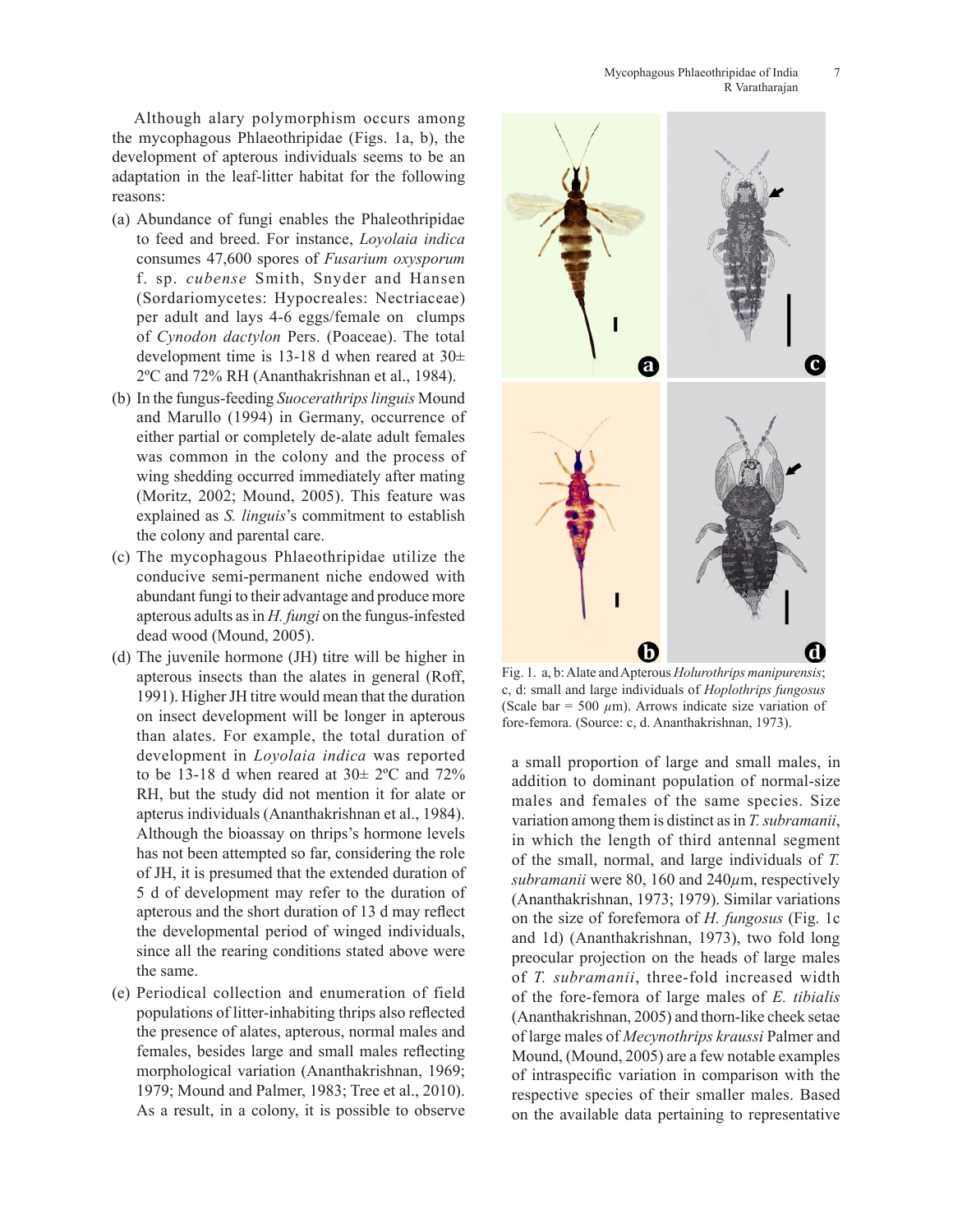Although alary polymorphism occurs among the mycophagous Phlaeothripidae (Figs. 1a, b), the development of apterous individuals seems to be an adaptation in the leaf-litter habitat for the following reasons:

(a) Abundance of fungi enables the Phaleothripidae to feed and breed. For instance, *Loyolaia indica* consumes 47,600 spores of *Fusarium oxysporum* f. sp. *cubense* Smith, Snyder and Hansen (Sordariomycetes: Hypocreales: Nectriaceae) per adult and lays 4-6 eggs/female on clumps of *Cynodon dactylon* Pers. (Poaceae). The total development time is 13-18 d when reared at 30± 2ºC and 72% RH (Ananthakrishnan et al., 1984).

(b) In the fungus-feeding *Suocerathrips linguis* Mound and Marullo (1994) in Germany, occurrence of either partial or completely de-alate adult females was common in the colony and the process of wing shedding occurred immediately after mating (Moritz, 2002; Mound, 2005). This feature was explained as *S. linguis*'s commitment to establish the colony and parental care.

(c) The mycophagous Phlaeothripidae utilize the conducive semi-permanent niche endowed with abundant fungi to their advantage and produce more apterous adults as in *H. fungi* on the fungus-infested dead wood (Mound, 2005).

(d) The juvenile hormone (JH) titre will be higher in apterous insects than the alates in general (Roff, 1991). Higher JH titre would mean that the duration on insect development will be longer in apterous than alates. For example, the total duration of development in *Loyolaia indica* was reported to be 13-18 d when reared at 30± 2ºC and 72% RH, but the study did not mention it for alate or apterus individuals (Ananthakrishnan et al., 1984). Although the bioassay on thrips's hormone levels has not been attempted so far, considering the role of JH, it is presumed that the extended duration of 5 d of development may refer to the duration of apterous and the short duration of 13 d may reflect the developmental period of winged individuals, since all the rearing conditions stated above were the same.

(e) Periodical collection and enumeration of field populations of litter-inhabiting thrips also reflected the presence of alates, apterous, normal males and females, besides large and small males reflecting morphological variation (Ananthakrishnan, 1969; 1979; Mound and Palmer, 1983; Tree et al., 2010). As a result, in a colony, it is possible to observe a small proportion of large and small males, in addition to dominant population of normal-size males and females of the same species. Size variation among them is distinct as in *T. subramanii*, in which the length of third antennal segment of the small, normal, and large individuals of *T. subramanii* were 80, 160 and 240$\mu$m, respectively (Ananthakrishnan, 1973; 1979). Similar variations on the size of forefemora of *H. fungosus* (Fig. 1c and 1d) (Ananthakrishnan, 1973), two fold long preocular projection on the heads of large males of *T. subramanii*, three-fold increased width of the fore-femora of large males of *E. tibialis* (Ananthakrishnan, 2005) and thorn-like cheek setae of large males of *Mecynothrips kraussi* Palmer and Mound, (Mound, 2005) are a few notable examples of intraspecific variation in comparison with the respective species of their smaller males. Based on the available data pertaining to representative

Fig. 1. a, b: Alate and Apterous *Holurothrips manipurensis*; c, d: small and large individuals of *Hoplothrips fungosus* (Scale bar = 500 $\mu$m). Arrows indicate size variation of fore-femora. (Source: c, d. Ananthakrishnan, 1973).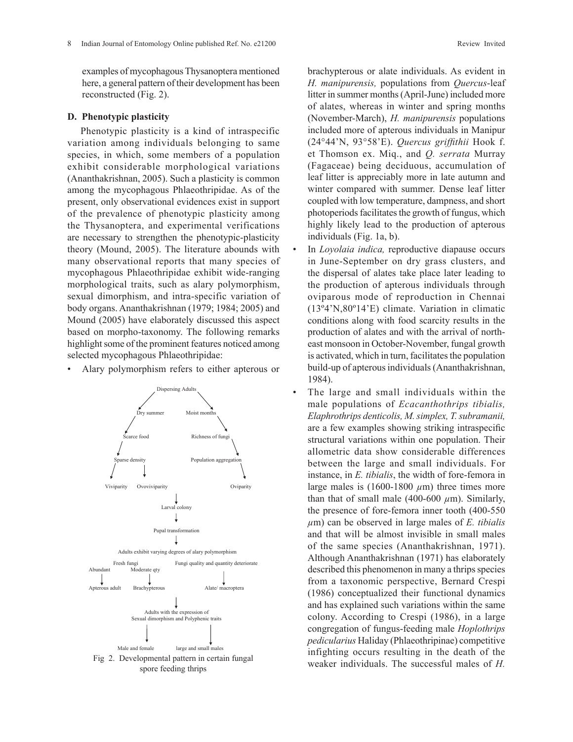examples of mycophagous Thysanoptera mentioned here, a general pattern of their development has been reconstructed (Fig. 2).

### D. Phenotypic plasticity

Phenotypic plasticity is a kind of intraspecific variation among individuals belonging to same species, in which, some members of a population exhibit considerable morphological variations (Ananthakrishnan, 2005). Such a plasticity is common among the mycophagous Phlaeothripidae. As of the present, only observational evidences exist in support of the prevalence of phenotypic plasticity among the Thysanoptera, and experimental verifications are necessary to strengthen the phenotypic-plasticity theory (Mound, 2005). The literature abounds with many observational reports that many species of mycophagous Phlaeothripidae exhibit wide-ranging morphological traits, such as alary polymorphism, sexual dimorphism, and intra-specific variation of body organs. Ananthakrishnan (1979; 1984; 2005) and Mound (2005) have elaborately discussed this aspect based on morpho-taxonomy. The following remarks highlight some of the prominent features noticed among selected mycophagous Phlaeothripidae:

- Alary polymorphism refers to either apterous or brachypterous or alate individuals. As evident in *H. manipurensis,* populations from *Quercus*-leaf litter in summer months (April-June) included more of alates, whereas in winter and spring months (November-March), *H. manipurensis* populations included more of apterous individuals in Manipur (24°44'N, 93°58'E). *Quercus griffithii* Hook f. et Thomson ex. Miq., and *Q. serrata* Murray (Fagaceae) being deciduous, accumulation of leaf litter is appreciably more in late autumn and winter compared with summer. Dense leaf litter coupled with low temperature, dampness, and short photoperiods facilitates the growth of fungus, which highly likely lead to the production of apterous individuals (Fig. 1a, b).
- In *Loyolaia indica,* reproductive diapause occurs in June-September on dry grass clusters, and the dispersal of alates take place later leading to the production of apterous individuals through oviparous mode of reproduction in Chennai (13º4'N,80º14'E) climate. Variation in climatic conditions along with food scarcity results in the production of alates and with the arrival of north-east monsoon in October-November, fungal growth is activated, which in turn, facilitates the population build-up of apterous individuals (Ananthakrishnan, 1984).
- The large and small individuals within the male populations of *Ecacanthothrips tibialis, Elaphrothrips denticolis, M. simplex, T. subramanii,* are a few examples showing striking intraspecific structural variations within one population. Their allometric data show considerable differences between the large and small individuals. For instance, in *E. tibialis*, the width of fore-femora in large males is (1600-1800 $\mu$m) three times more than that of small male (400-600 $\mu$m). Similarly, the presence of fore-femora inner tooth (400-550 $\mu$m) can be observed in large males of *E. tibialis* and that will be almost invisible in small males of the same species (Ananthakrishnan, 1971). Although Ananthakrishnan (1971) has elaborately described this phenomenon in many a thrips species from a taxonomic perspective, Bernard Crespi (1986) conceptualized their functional dynamics and has explained such variations within the same colony. According to Crespi (1986), in a large congregation of fungus-feeding male *Hoplothrips pedicularius* Haliday (Phlaeothripinae) competitive infighting occurs resulting in the death of the weaker individuals. The successful males of *H.*

```
                         Dispersing Adults
                        /                 \
               Dry summer                 Moist months
                  /                              \
          Scarce food                      Richness of fungi
              /                                    \
      Sparse density                      Population aggregation
        /        |                                    |
  Viviparity  Ovoviviparity                       Oviparity
                        |
                   Larval colony
                        |
                Pupal transformation
                        |
      Adults exhibit varying degrees of alary polymorphism
         Fresh fungi              Fungi quality and quantity deteriorate
  Abundant     Moderate qty
     |              |                              |
  Apterous adult  Brachypterous              Alate/ macroptera
                        |
           Adults with the expression of
      Sexual dimorphism and Polyphenic traits
              |                       |
        Male and female        large and small males
```

Fig 2. Developmental pattern in certain fungal spore feeding thrips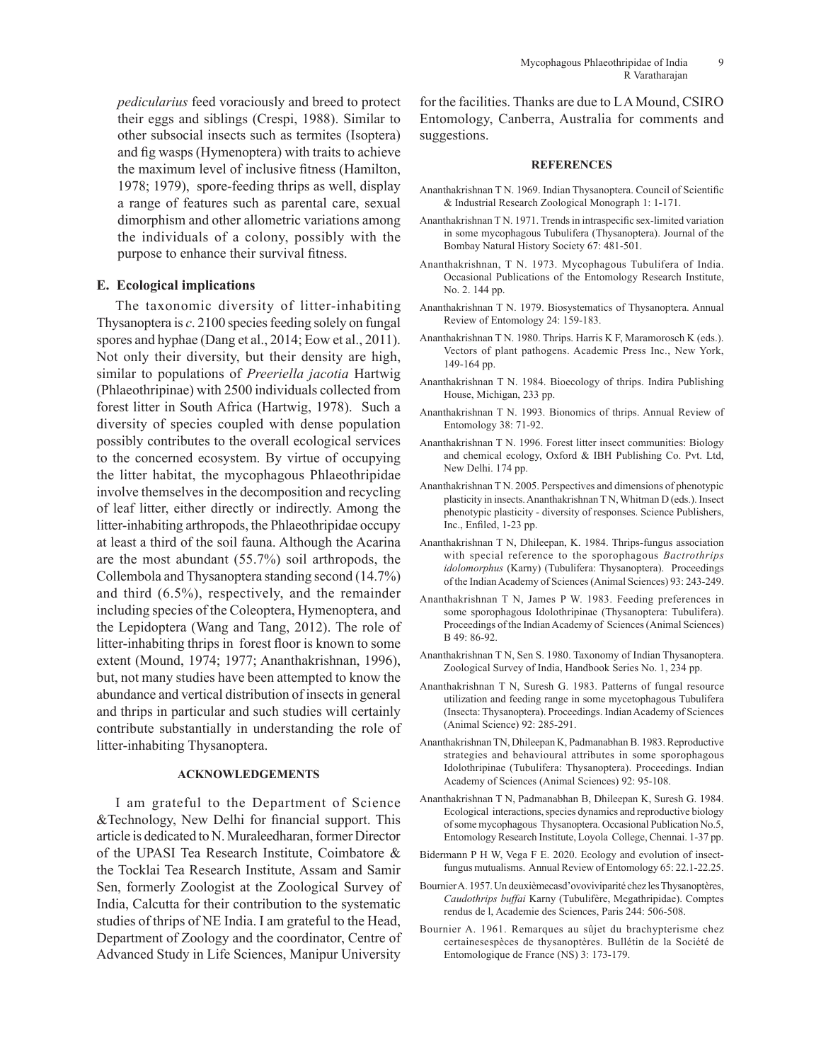*pedicularius* feed voraciously and breed to protect their eggs and siblings (Crespi, 1988). Similar to other subsocial insects such as termites (Isoptera) and fig wasps (Hymenoptera) with traits to achieve the maximum level of inclusive fitness (Hamilton, 1978; 1979), spore-feeding thrips as well, display a range of features such as parental care, sexual dimorphism and other allometric variations among the individuals of a colony, possibly with the purpose to enhance their survival fitness.

### E. Ecological implications

The taxonomic diversity of litter-inhabiting Thysanoptera is *c*. 2100 species feeding solely on fungal spores and hyphae (Dang et al., 2014; Eow et al., 2011). Not only their diversity, but their density are high, similar to populations of *Preeriella jacotia* Hartwig (Phlaeothripinae) with 2500 individuals collected from forest litter in South Africa (Hartwig, 1978). Such a diversity of species coupled with dense population possibly contributes to the overall ecological services to the concerned ecosystem. By virtue of occupying the litter habitat, the mycophagous Phlaeothripidae involve themselves in the decomposition and recycling of leaf litter, either directly or indirectly. Among the litter-inhabiting arthropods, the Phlaeothripidae occupy at least a third of the soil fauna. Although the Acarina are the most abundant (55.7%) soil arthropods, the Collembola and Thysanoptera standing second (14.7%) and third (6.5%), respectively, and the remainder including species of the Coleoptera, Hymenoptera, and the Lepidoptera (Wang and Tang, 2012). The role of litter-inhabiting thrips in forest floor is known to some extent (Mound, 1974; 1977; Ananthakrishnan, 1996), but, not many studies have been attempted to know the abundance and vertical distribution of insects in general and thrips in particular and such studies will certainly contribute substantially in understanding the role of litter-inhabiting Thysanoptera.

## ACKNOWLEDGEMENTS

I am grateful to the Department of Science &Technology, New Delhi for financial support. This article is dedicated to N. Muraleedharan, former Director of the UPASI Tea Research Institute, Coimbatore & the Tocklai Tea Research Institute, Assam and Samir Sen, formerly Zoologist at the Zoological Survey of India, Calcutta for their contribution to the systematic studies of thrips of NE India. I am grateful to the Head, Department of Zoology and the coordinator, Centre of Advanced Study in Life Sciences, Manipur University for the facilities. Thanks are due to L A Mound, CSIRO Entomology, Canberra, Australia for comments and suggestions.

## REFERENCES

Ananthakrishnan T N. 1969. Indian Thysanoptera. Council of Scientific & Industrial Research Zoological Monograph 1: 1-171.

Ananthakrishnan T N. 1971. Trends in intraspecific sex-limited variation in some mycophagous Tubulifera (Thysanoptera). Journal of the Bombay Natural History Society 67: 481-501.

Ananthakrishnan, T N. 1973. Mycophagous Tubulifera of India. Occasional Publications of the Entomology Research Institute, No. 2. 144 pp.

Ananthakrishnan T N. 1979. Biosystematics of Thysanoptera. Annual Review of Entomology 24: 159-183.

Ananthakrishnan T N. 1980. Thrips. Harris K F, Maramorosch K (eds.). Vectors of plant pathogens. Academic Press Inc., New York, 149-164 pp.

Ananthakrishnan T N. 1984. Bioecology of thrips. Indira Publishing House, Michigan, 233 pp.

Ananthakrishnan T N. 1993. Bionomics of thrips. Annual Review of Entomology 38: 71-92.

Ananthakrishnan T N. 1996. Forest litter insect communities: Biology and chemical ecology, Oxford & IBH Publishing Co. Pvt. Ltd, New Delhi. 174 pp.

Ananthakrishnan T N. 2005. Perspectives and dimensions of phenotypic plasticity in insects. Ananthakrishnan T N, Whitman D (eds.). Insect phenotypic plasticity - diversity of responses. Science Publishers, Inc., Enfiled, 1-23 pp.

Ananthakrishnan T N, Dhileepan, K. 1984. Thrips-fungus association with special reference to the sporophagous *Bactrothrips idolomorphus* (Karny) (Tubulifera: Thysanoptera). Proceedings of the Indian Academy of Sciences (Animal Sciences) 93: 243-249.

Ananthakrishnan T N, James P W. 1983. Feeding preferences in some sporophagous Idolothripinae (Thysanoptera: Tubulifera). Proceedings of the Indian Academy of Sciences (Animal Sciences) B 49: 86-92.

Ananthakrishnan T N, Sen S. 1980. Taxonomy of Indian Thysanoptera. Zoological Survey of India, Handbook Series No. 1, 234 pp.

Ananthakrishnan T N, Suresh G. 1983. Patterns of fungal resource utilization and feeding range in some mycetophagous Tubulifera (Insecta: Thysanoptera). Proceedings. Indian Academy of Sciences (Animal Science) 92: 285-291.

Ananthakrishnan TN, Dhileepan K, Padmanabhan B. 1983. Reproductive strategies and behavioural attributes in some sporophagous Idolothripinae (Tubulifera: Thysanoptera). Proceedings. Indian Academy of Sciences (Animal Sciences) 92: 95-108.

Ananthakrishnan T N, Padmanabhan B, Dhileepan K, Suresh G. 1984. Ecological interactions, species dynamics and reproductive biology of some mycophagous Thysanoptera. Occasional Publication No.5, Entomology Research Institute, Loyola College, Chennai. 1-37 pp.

Bidermann P H W, Vega F E. 2020. Ecology and evolution of insect-fungus mutualisms. Annual Review of Entomology 65: 22.1-22.25.

Bournier A. 1957. Un deuxièmecasd'ovoviviparité chez les Thysanoptères, *Caudothrips buffai* Karny (Tubulifère, Megathripidae). Comptes rendus de l, Academie des Sciences, Paris 244: 506-508.

Bournier A. 1961. Remarques au sûjet du brachypterisme chez certainesespèces de thysanoptères. Bullétin de la Société de Entomologique de France (NS) 3: 173-179.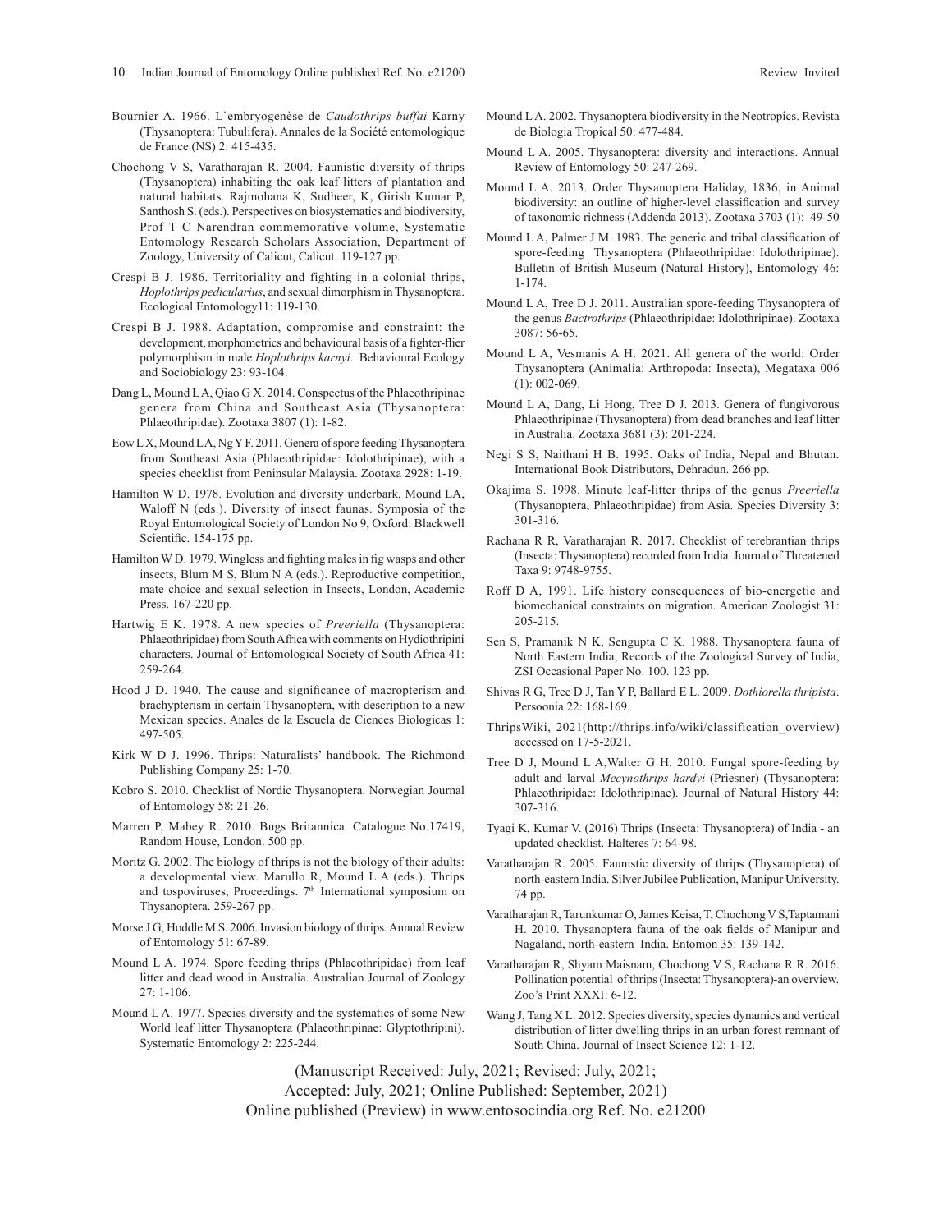Bournier A. 1966. L`embryogenèse de *Caudothrips buffai* Karny (Thysanoptera: Tubulifera). Annales de la Société entomologique de France (NS) 2: 415-435.

Chochong V S, Varatharajan R. 2004. Faunistic diversity of thrips (Thysanoptera) inhabiting the oak leaf litters of plantation and natural habitats. Rajmohana K, Sudheer, K, Girish Kumar P, Santhosh S. (eds.). Perspectives on biosystematics and biodiversity, Prof T C Narendran commemorative volume, Systematic Entomology Research Scholars Association, Department of Zoology, University of Calicut, Calicut. 119-127 pp.

Crespi B J. 1986. Territoriality and fighting in a colonial thrips, *Hoplothrips pedicularius*, and sexual dimorphism in Thysanoptera. Ecological Entomology11: 119-130.

Crespi B J. 1988. Adaptation, compromise and constraint: the development, morphometrics and behavioural basis of a fighter-flier polymorphism in male *Hoplothrips karnyi*. Behavioural Ecology and Sociobiology 23: 93-104.

Dang L, Mound L A, Qiao G X. 2014. Conspectus of the Phlaeothripinae genera from China and Southeast Asia (Thysanoptera: Phlaeothripidae). Zootaxa 3807 (1): 1-82.

Eow L X, Mound L A, Ng Y F. 2011. Genera of spore feeding Thysanoptera from Southeast Asia (Phlaeothripidae: Idolothripinae), with a species checklist from Peninsular Malaysia. Zootaxa 2928: 1-19.

Hamilton W D. 1978. Evolution and diversity underbark, Mound LA, Waloff N (eds.). Diversity of insect faunas. Symposia of the Royal Entomological Society of London No 9, Oxford: Blackwell Scientific. 154-175 pp.

Hamilton W D. 1979. Wingless and fighting males in fig wasps and other insects, Blum M S, Blum N A (eds.). Reproductive competition, mate choice and sexual selection in Insects, London, Academic Press. 167-220 pp.

Hartwig E K. 1978. A new species of *Preeriella* (Thysanoptera: Phlaeothripidae) from South Africa with comments on Hydiothripini characters. Journal of Entomological Society of South Africa 41: 259-264.

Hood J D. 1940. The cause and significance of macropterism and brachypterism in certain Thysanoptera, with description to a new Mexican species. Anales de la Escuela de Ciences Biologicas 1: 497-505.

Kirk W D J. 1996. Thrips: Naturalists' handbook. The Richmond Publishing Company 25: 1-70.

Kobro S. 2010. Checklist of Nordic Thysanoptera. Norwegian Journal of Entomology 58: 21-26.

Marren P, Mabey R. 2010. Bugs Britannica. Catalogue No.17419, Random House, London. 500 pp.

Moritz G. 2002. The biology of thrips is not the biology of their adults: a developmental view. Marullo R, Mound L A (eds.). Thrips and tospoviruses, Proceedings. 7th International symposium on Thysanoptera. 259-267 pp.

Morse J G, Hoddle M S. 2006. Invasion biology of thrips. Annual Review of Entomology 51: 67-89.

Mound L A. 1974. Spore feeding thrips (Phlaeothripidae) from leaf litter and dead wood in Australia. Australian Journal of Zoology 27: 1-106.

Mound L A. 1977. Species diversity and the systematics of some New World leaf litter Thysanoptera (Phlaeothripinae: Glyptothripini). Systematic Entomology 2: 225-244.

Mound L A. 2002. Thysanoptera biodiversity in the Neotropics. Revista de Biologia Tropical 50: 477-484.

Mound L A. 2005. Thysanoptera: diversity and interactions. Annual Review of Entomology 50: 247-269.

Mound L A. 2013. Order Thysanoptera Haliday, 1836, in Animal biodiversity: an outline of higher-level classification and survey of taxonomic richness (Addenda 2013). Zootaxa 3703 (1): 49-50

Mound L A, Palmer J M. 1983. The generic and tribal classification of spore-feeding Thysanoptera (Phlaeothripidae: Idolothripinae). Bulletin of British Museum (Natural History), Entomology 46: 1-174.

Mound L A, Tree D J. 2011. Australian spore-feeding Thysanoptera of the genus *Bactrothrips* (Phlaeothripidae: Idolothripinae). Zootaxa 3087: 56-65.

Mound L A, Vesmanis A H. 2021. All genera of the world: Order Thysanoptera (Animalia: Arthropoda: Insecta), Megataxa 006 (1): 002-069.

Mound L A, Dang, Li Hong, Tree D J. 2013. Genera of fungivorous Phlaeothripinae (Thysanoptera) from dead branches and leaf litter in Australia. Zootaxa 3681 (3): 201-224.

Negi S S, Naithani H B. 1995. Oaks of India, Nepal and Bhutan. International Book Distributors, Dehradun. 266 pp.

Okajima S. 1998. Minute leaf-litter thrips of the genus *Preeriella* (Thysanoptera, Phlaeothripidae) from Asia. Species Diversity 3: 301-316.

Rachana R R, Varatharajan R. 2017. Checklist of terebrantian thrips (Insecta: Thysanoptera) recorded from India. Journal of Threatened Taxa 9: 9748-9755.

Roff D A, 1991. Life history consequences of bio-energetic and biomechanical constraints on migration. American Zoologist 31: 205-215.

Sen S, Pramanik N K, Sengupta C K. 1988. Thysanoptera fauna of North Eastern India, Records of the Zoological Survey of India, ZSI Occasional Paper No. 100. 123 pp.

Shivas R G, Tree D J, Tan Y P, Ballard E L. 2009. *Dothiorella thripista*. Persoonia 22: 168-169.

ThripsWiki, 2021(http://thrips.info/wiki/classification_overview) accessed on 17-5-2021.

Tree D J, Mound L A,Walter G H. 2010. Fungal spore-feeding by adult and larval *Mecynothrips hardyi* (Priesner) (Thysanoptera: Phlaeothripidae: Idolothripinae). Journal of Natural History 44: 307-316.

Tyagi K, Kumar V. (2016) Thrips (Insecta: Thysanoptera) of India - an updated checklist. Halteres 7: 64-98.

Varatharajan R. 2005. Faunistic diversity of thrips (Thysanoptera) of north-eastern India. Silver Jubilee Publication, Manipur University. 74 pp.

Varatharajan R, Tarunkumar O, James Keisa, T, Chochong V S,Taptamani H. 2010. Thysanoptera fauna of the oak fields of Manipur and Nagaland, north-eastern India. Entomon 35: 139-142.

Varatharajan R, Shyam Maisnam, Chochong V S, Rachana R R. 2016. Pollination potential of thrips (Insecta: Thysanoptera)-an overview. Zoo's Print XXXI: 6-12.

Wang J, Tang X L. 2012. Species diversity, species dynamics and vertical distribution of litter dwelling thrips in an urban forest remnant of South China. Journal of Insect Science 12: 1-12.

(Manuscript Received: July, 2021; Revised: July, 2021;
Accepted: July, 2021; Online Published: September, 2021)
Online published (Preview) in www.entosocindia.org Ref. No. e21200